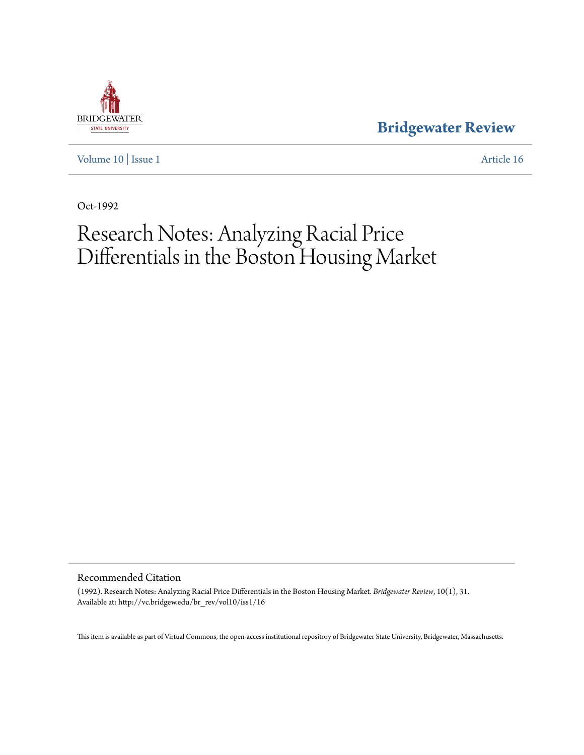Bridgewater Review

Volume 10 | Issue 1 Article 16

Oct-1992

# Research Notes: Analyzing Racial Price Differentials in the Boston Housing Market

## Recommended Citation

(1992). Research Notes: Analyzing Racial Price Differentials in the Boston Housing Market. *Bridgewater Review*, 10(1), 31. Available at: http://vc.bridgew.edu/br_rev/vol10/iss1/16

This item is available as part of Virtual Commons, the open-access institutional repository of Bridgewater State University, Bridgewater, Massachusetts.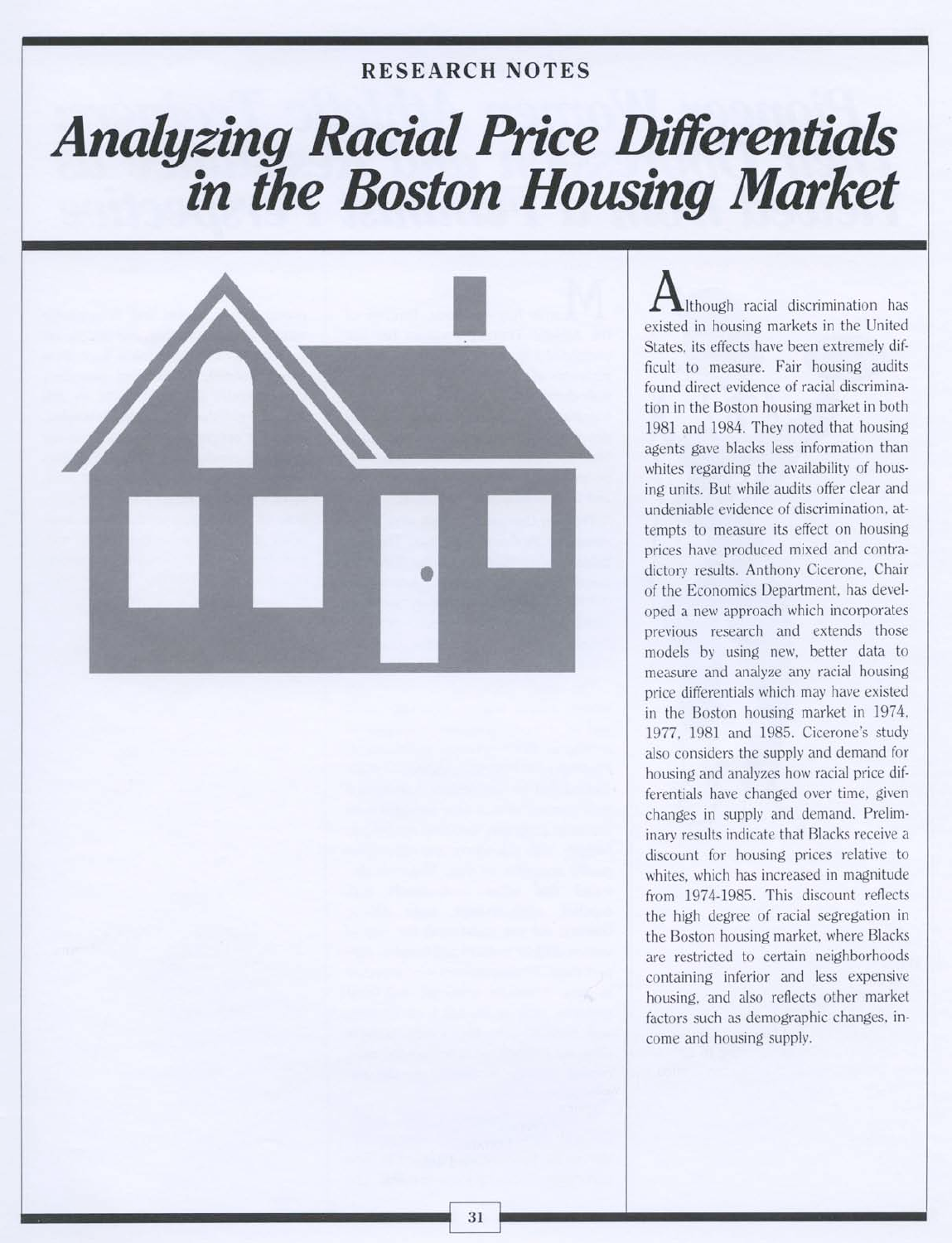## RESEARCH NOTES

# *Analyzing Racial Price Differentials in the Boston Housing Market*

Although racial discrimination has existed in housing markets in the United States, its effects have been extremely difficult to measure. Fair housing audits found direct evidence of racial discrimination in the Boston housing market in both 1981 and 1984. They noted that housing agents gave blacks less information than whites regarding the availability of housing units. But while audits offer clear and undeniable evidence of discrimination, attempts to measure its effect on housing prices have produced mixed and contradictory results. Anthony Cicerone, Chair of the Economics Department, has developed a new approach which incorporates previous research and extends those models by using new, better data to measure and analyze any racial housing price differentials which may have existed in the Boston housing market in 1974, 1977, 1981 and 1985. Cicerone's study also considers the supply and demand for housing and analyzes how racial price differentials have changed over time, given changes in supply and demand. Preliminary results indicate that Blacks receive a discount for housing prices relative to whites, which has increased in magnitude from 1974-1985. This discount reflects the high degree of racial segregation in the Boston housing market, where Blacks are restricted to certain neighborhoods containing inferior and less expensive housing, and also reflects other market factors such as demographic changes, income and housing supply.